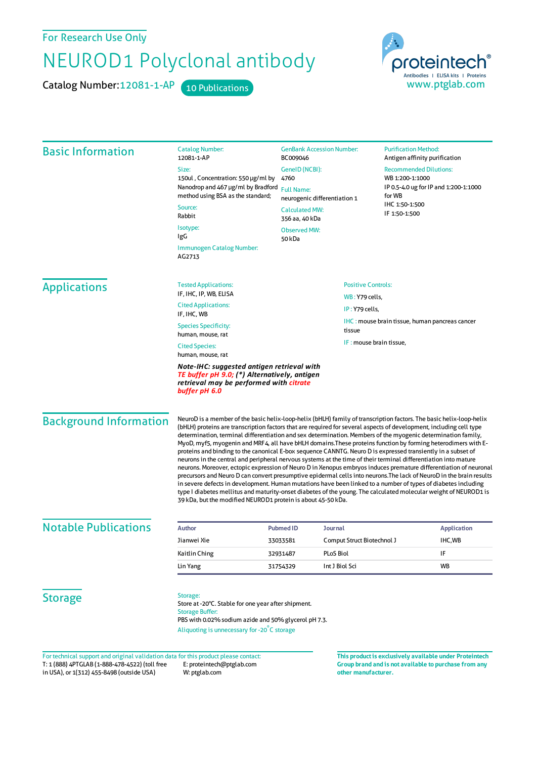For Research Use Only

# NEUROD1 Polyclonal antibody

**Catalog Number:** 12081-1-AP    10 Publications

proteintech® Antibodies | ELISA kits | Proteins
www.ptglab.com

## Basic Information

**Catalog Number:**
12081-1-AP

**Size:**
150ul , Concentration: 550 μg/ml by Nanodrop and 467 μg/ml by Bradford method using BSA as the standard;

**Source:**
Rabbit

**Isotype:**
IgG

**Immunogen Catalog Number:**
AG2713

**GenBank Accession Number:**
BC009046

**GeneID (NCBI):**
4760

**Full Name:**
neurogenic differentiation 1

**Calculated MW:**
356 aa, 40 kDa

**Observed MW:**
50 kDa

**Purification Method:**
Antigen affinity purification

**Recommended Dilutions:**
WB 1:200-1:1000
IP 0.5-4.0 ug for IP and 1:200-1:1000 for WB
IHC 1:50-1:500
IF 1:50-1:500

## Applications

**Tested Applications:**
IF, IHC, IP, WB, ELISA

**Cited Applications:**
IF, IHC, WB

**Species Specificity:**
human, mouse, rat

**Cited Species:**
human, mouse, rat

***Note-IHC: suggested antigen retrieval with TE buffer pH 9.0; (\*) Alternatively, antigen retrieval may be performed with citrate buffer pH 6.0***

**Positive Controls:**

WB : Y79 cells,

IP : Y79 cells,

IHC : mouse brain tissue, human pancreas cancer tissue

IF : mouse brain tissue,

## Background Information

NeuroD is a member of the basic helix-loop-helix (bHLH) family of transcription factors. The basic helix-loop-helix (bHLH) proteins are transcription factors that are required for several aspects of development, including cell type determination, terminal differentiation and sex determination. Members of the myogenic determination family, MyoD, myf5, myogenin and MRF4, all have bHLH domains.These proteins function by forming heterodimers with E-proteins and binding to the canonical E-box sequence CANNTG. Neuro D is expressed transiently in a subset of neurons in the central and peripheral nervous systems at the time of their terminal differentiation into mature neurons. Moreover, ectopic expression of Neuro D in Xenopus embryos induces premature differentiation of neuronal precursors and Neuro D can convert presumptive epidermal cells into neurons.The lack of NeuroD in the brain results in severe defects in development. Human mutations have been linked to a number of types of diabetes including type I diabetes mellitus and maturity-onset diabetes of the young. The calculated molecular weight of NEUROD1 is 39 kDa, but the modified NEUROD1 protein is about 45-50 kDa.

## Notable Publications

| Author | Pubmed ID | Journal | Application |
|---|---|---|---|
| Jianwei Xie | 33033581 | Comput Struct Biotechnol J | IHC,WB |
| Kaitlin Ching | 32931487 | PLoS Biol | IF |
| Lin Yang | 31754329 | Int J Biol Sci | WB |

## Storage

**Storage:**
Store at -20°C. Stable for one year after shipment.

**Storage Buffer:**
PBS with 0.02% sodium azide and 50% glycerol pH 7.3.

Aliquoting is unnecessary for -20°C storage

For technical support and original validation data for this product please contact:
T: 1 (888) 4PTGLAB (1-888-478-4522) (toll free in USA), or 1(312) 455-8498 (outside USA)
E: proteintech@ptglab.com
W: ptglab.com

**This product is exclusively available under Proteintech Group brand and is not available to purchase from any other manufacturer.**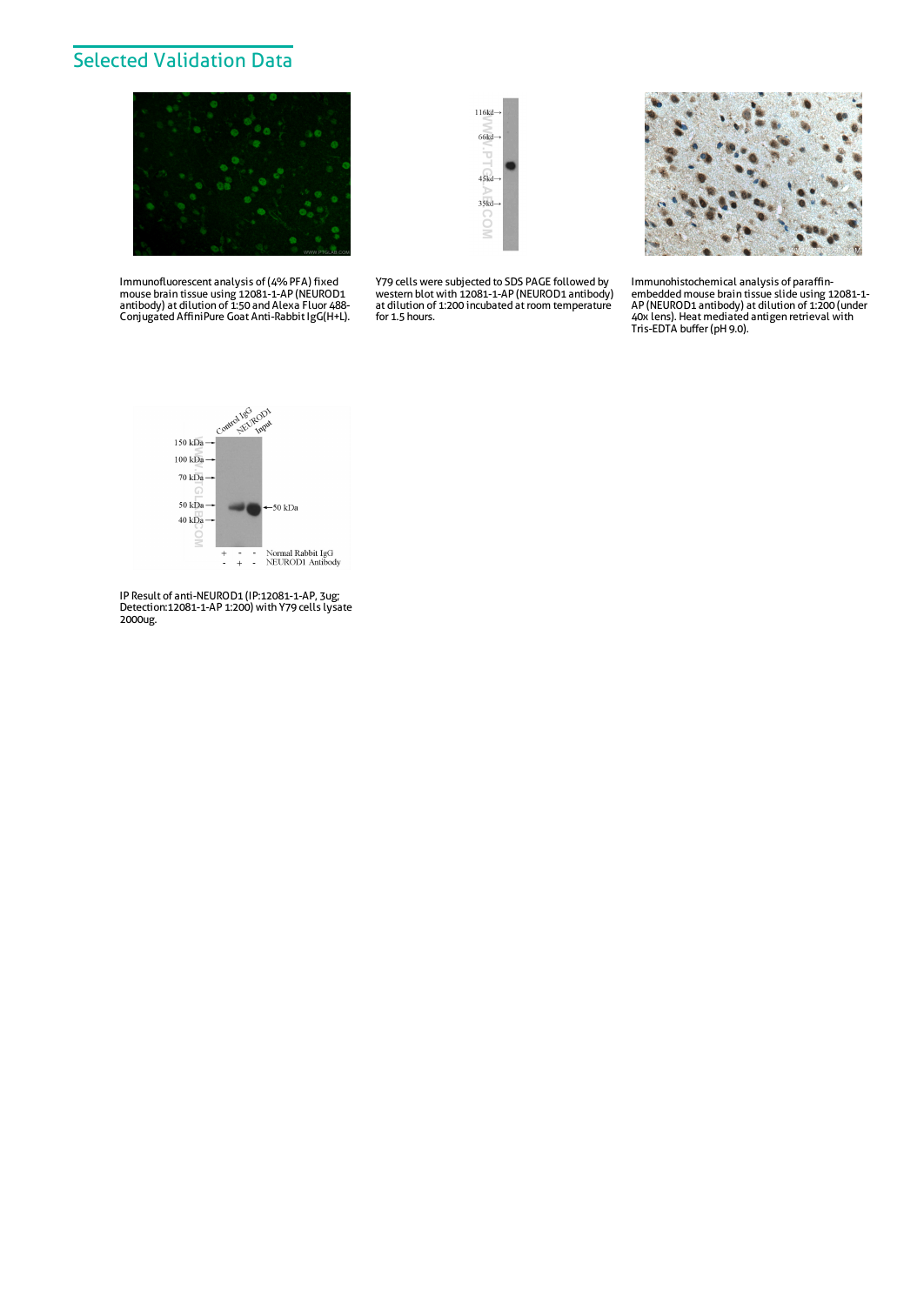## Selected Validation Data

Immunofluorescent analysis of (4% PFA) fixed mouse brain tissue using 12081-1-AP (NEUROD1 antibody) at dilution of 1:50 and Alexa Fluor 488-Conjugated AffiniPure Goat Anti-Rabbit IgG(H+L).

116kd→
66kd→
45kd→
35kd→

Y79 cells were subjected to SDS PAGE followed by western blot with 12081-1-AP (NEUROD1 antibody) at dilution of 1:200 incubated at room temperature for 1.5 hours.

Immunohistochemical analysis of paraffin-embedded mouse brain tissue slide using 12081-1-AP (NEUROD1 antibody) at dilution of 1:200 (under 40x lens). Heat mediated antigen retrieval with Tris-EDTA buffer (pH 9.0).

Control IgG
NEUROD1
Input
150 kDa→
100 kDa→
70 kDa→
50 kDa→
40 kDa→
←50 kDa
+ - - Normal Rabbit IgG
- + - NEUROD1 Antibody

IP Result of anti-NEUROD1 (IP:12081-1-AP, 3ug; Detection:12081-1-AP 1:200) with Y79 cells lysate 2000ug.